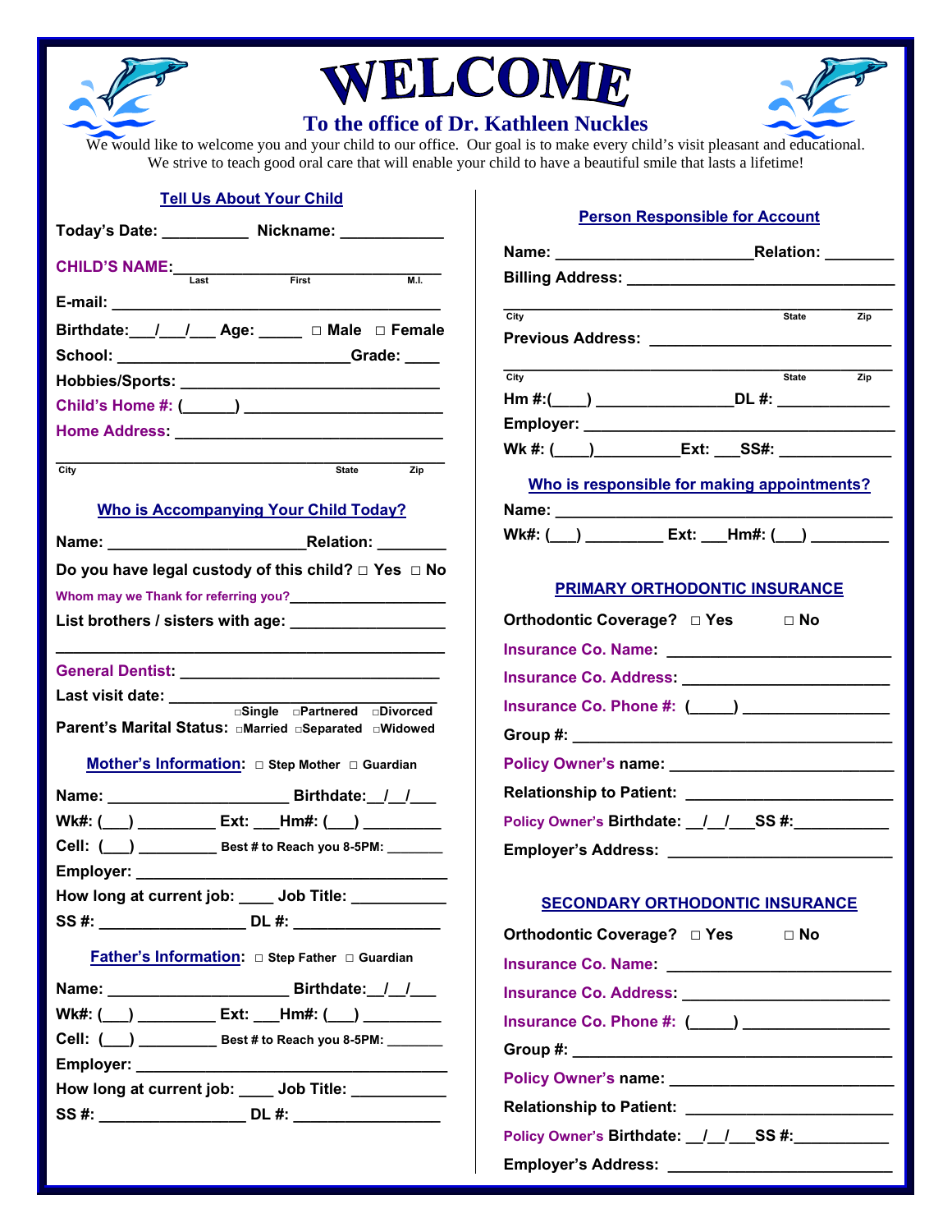# WELCOME

## To the office of Dr. Kathleen Nuckles

We would like to welcome you and your child to our office. Our goal is to make every child's visit pleasant and educational. We strive to teach good oral care that will enable your child to have a beautiful smile that lasts a lifetime!

### Tell Us About Your Child

**Today's Date:** __________ **Nickname:** ___________

**CHILD'S NAME:** ______________________________
Last First M.I.

**E-mail:** ______________________________________

**Birthdate:** ___/___/___ **Age:** _____ □ **Male** □ **Female**

**School:** __________________________ **Grade:** ____

**Hobbies/Sports:** ______________________________

**Child's Home #:** (______) ______________________

**Home Address:** ________________________________

______________________________________________
City State Zip

### Who is Accompanying Your Child Today?

**Name:** ______________________ **Relation:** ________

**Do you have legal custody of this child?** □ **Yes** □ **No**

**Whom may we Thank for referring you?** __________________

**List brothers / sisters with age:** _________________

______________________________________________

**General Dentist:** ______________________________

**Last visit date:** ______________________________

**Parent's Marital Status:** □Single □Partnered □Divorced □Married □Separated □Widowed

### Mother's Information: □ Step Mother □ Guardian

**Name:** ____________________ **Birthdate:** __/__/___

**Wk#:** (___) _________ **Ext:** ___**Hm#:** (___) _________

**Cell:** (___) _________ **Best # to Reach you 8-5PM:** _______

**Employer:** _____________________________________

**How long at current job:** ____ **Job Title:** __________

**SS #:** ________________ **DL #:** ________________

### Father's Information: □ Step Father □ Guardian

**Name:** ____________________ **Birthdate:** __/__/___

**Wk#:** (___) _________ **Ext:** ___**Hm#:** (___) _________

**Cell:** (___) _________ **Best # to Reach you 8-5PM:** _______

**Employer:** _____________________________________

**How long at current job:** ____ **Job Title:** __________

**SS #:** ________________ **DL #:** ________________

### Person Responsible for Account

**Name:** ______________________**Relation:** ________

**Billing Address:** ______________________________

______________________________________________
City State Zip

**Previous Address:** _____________________________

______________________________________________
City State Zip

**Hm #:**(____) _______________**DL #:** ____________

**Employer:** _____________________________________

**Wk #:** (____)_________**Ext:** ___**SS#:** ____________

### Who is responsible for making appointments?

**Name:** _____________________________________

**Wk#:** (___) _________ **Ext:** ___**Hm#:** (___) _________

### PRIMARY ORTHODONTIC INSURANCE

**Orthodontic Coverage?** □ **Yes** □ **No**

**Insurance Co. Name:** ________________________

**Insurance Co. Address:** ______________________

**Insurance Co. Phone #:** (_____) ________________

**Group #:** _____________________________________

**Policy Owner's name:** ________________________

**Relationship to Patient:** ______________________

**Policy Owner's Birthdate:** __/__/___**SS #:**__________

**Employer's Address:** _________________________

### SECONDARY ORTHODONTIC INSURANCE

**Orthodontic Coverage?** □ **Yes** □ **No**

**Insurance Co. Name:** ________________________

**Insurance Co. Address:** ______________________

**Insurance Co. Phone #:** (_____) ________________

**Group #:** _____________________________________

**Policy Owner's name:** ________________________

**Relationship to Patient:** ______________________

**Policy Owner's Birthdate:** __/__/___**SS #:**__________

**Employer's Address:** _________________________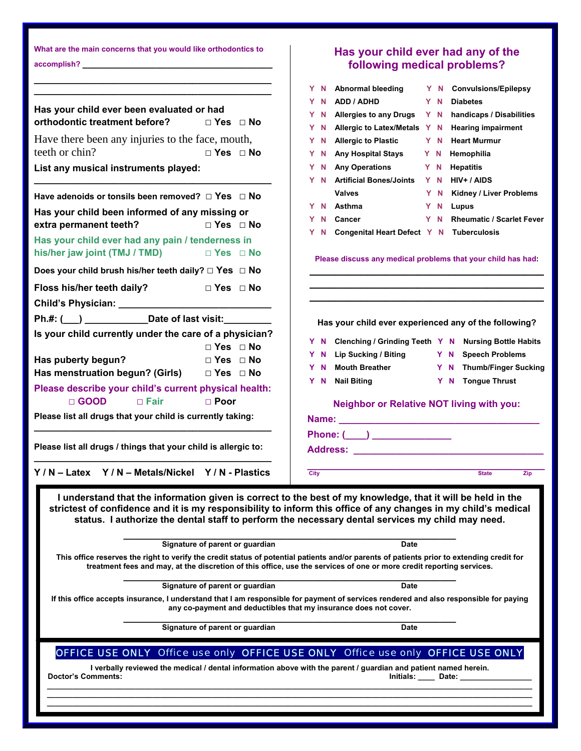What are the main concerns that you would like orthodontics to accomplish? ________________________________________

________________________________________________

________________________________________________

**Has your child ever been evaluated or had orthodontic treatment before?** □ Yes □ No

Have there been any injuries to the face, mouth, teeth or chin? □ Yes □ No

**List any musical instruments played:**

________________________________________________

**Have adenoids or tonsils been removed?** □ Yes □ No

**Has your child been informed of any missing or extra permanent teeth?** □ Yes □ No

**Has your child ever had any pain / tenderness in his/her jaw joint (TMJ / TMD)** □ Yes □ No

**Does your child brush his/her teeth daily?** □ Yes □ No

**Floss his/her teeth daily?** □ Yes □ No

**Child's Physician:** ____________________________

**Ph.#: (___) ____________Date of last visit:_________**

**Is your child currently under the care of a physician?** □ Yes □ No

**Has puberty begun?** □ Yes □ No

**Has menstruation begun? (Girls)** □ Yes □ No

**Please describe your child's current physical health:**
□ GOOD □ Fair □ Poor

**Please list all drugs that your child is currently taking:**

________________________________________________

**Please list all drugs / things that your child is allergic to:**

________________________________________________

**Y / N – Latex Y / N – Metals/Nickel Y / N - Plastics**

## Has your child ever had any of the following medical problems?

| | | | |
|---|---|---|---|
| Y N | Abnormal bleeding | Y N | Convulsions/Epilepsy |
| Y N | ADD / ADHD | Y N | Diabetes |
| Y N | Allergies to any Drugs | Y N | handicaps / Disabilities |
| Y N | Allergic to Latex/Metals | Y N | Hearing impairment |
| Y N | Allergic to Plastic | Y N | Heart Murmur |
| Y N | Any Hospital Stays | Y N | Hemophilia |
| Y N | Any Operations | Y N | Hepatitis |
| Y N | Artificial Bones/Joints Valves | Y N | HIV+ / AIDS |
| | | Y N | Kidney / Liver Problems |
| Y N | Asthma | Y N | Lupus |
| Y N | Cancer | Y N | Rheumatic / Scarlet Fever |
| Y N | Congenital Heart Defect | Y N | Tuberculosis |

**Please discuss any medical problems that your child has had:**

________________________________________________

________________________________________________

________________________________________________

**Has your child ever experienced any of the following?**

| | | | |
|---|---|---|---|
| Y N | Clenching / Grinding Teeth | Y N | Nursing Bottle Habits |
| Y N | Lip Sucking / Biting | Y N | Speech Problems |
| Y N | Mouth Breather | Y N | Thumb/Finger Sucking |
| Y N | Nail Biting | Y N | Tongue Thrust |

**Neighbor or Relative NOT living with you:**

**Name:** ________________________________________

**Phone: (____)** _______________

**Address:** ______________________________________

________________________________________________
City State Zip

**I understand that the information given is correct to the best of my knowledge, that it will be held in the strictest of confidence and it is my responsibility to inform this office of any changes in my child's medical status. I authorize the dental staff to perform the necessary dental services my child may need.**

________________________________________________
Signature of parent or guardian Date

**This office reserves the right to verify the credit status of potential patients and/or parents of patients prior to extending credit for treatment fees and may, at the discretion of this office, use the services of one or more credit reporting services.**

________________________________________________
Signature of parent or guardian Date

**If this office accepts insurance, I understand that I am responsible for payment of services rendered and also responsible for paying any co-payment and deductibles that my insurance does not cover.**

________________________________________________
Signature of parent or guardian Date

OFFICE USE ONLY Office use only OFFICE USE ONLY Office use only OFFICE USE ONLY

**I verbally reviewed the medical / dental information above with the parent / guardian and patient named herein.**

**Doctor's Comments:** **Initials: ____ Date: ________________**

________________________________________________

________________________________________________

________________________________________________